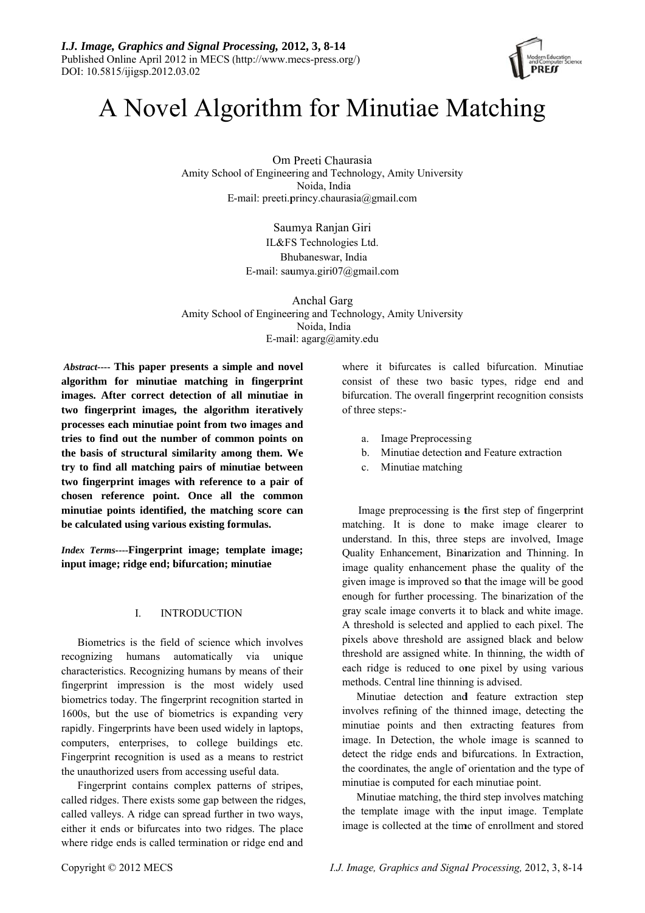# A Novel Algorithm for Minutiae Matching

Om Preeti Chaurasia
Amity School of Engineering and Technology, Amity University
Noida, India
E-mail: preeti.princy.chaurasia@gmail.com

Saumya Ranjan Giri
IL&FS Technologies Ltd.
Bhubaneswar, India
E-mail: saumya.giri07@gmail.com

Anchal Garg
Amity School of Engineering and Technology, Amity University
Noida, India
E-mail: agarg@amity.edu

***Abstract*----** **This paper presents a simple and novel algorithm for minutiae matching in fingerprint images. After correct detection of all minutiae in two fingerprint images, the algorithm iteratively processes each minutiae point from two images and tries to find out the number of common points on the basis of structural similarity among them. We try to find all matching pairs of minutiae between two fingerprint images with reference to a pair of chosen reference point. Once all the common minutiae points identified, the matching score can be calculated using various existing formulas.**

***Index Terms*----Fingerprint image; template image; input image; ridge end; bifurcation; minutiae**

## I. INTRODUCTION

Biometrics is the field of science which involves recognizing humans automatically via unique characteristics. Recognizing humans by means of their fingerprint impression is the most widely used biometrics today. The fingerprint recognition started in 1600s, but the use of biometrics is expanding very rapidly. Fingerprints have been used widely in laptops, computers, enterprises, to college buildings etc. Fingerprint recognition is used as a means to restrict the unauthorized users from accessing useful data.

Fingerprint contains complex patterns of stripes, called ridges. There exists some gap between the ridges, called valleys. A ridge can spread further in two ways, either it ends or bifurcates into two ridges. The place where ridge ends is called termination or ridge end and where it bifurcates is called bifurcation. Minutiae consist of these two basic types, ridge end and bifurcation. The overall fingerprint recognition consists of three steps:-

a. Image Preprocessing
b. Minutiae detection and Feature extraction
c. Minutiae matching

Image preprocessing is the first step of fingerprint matching. It is done to make image clearer to understand. In this, three steps are involved, Image Quality Enhancement, Binarization and Thinning. In image quality enhancement phase the quality of the given image is improved so that the image will be good enough for further processing. The binarization of the gray scale image converts it to black and white image. A threshold is selected and applied to each pixel. The pixels above threshold are assigned black and below threshold are assigned white. In thinning, the width of each ridge is reduced to one pixel by using various methods. Central line thinning is advised.

Minutiae detection and feature extraction step involves refining of the thinned image, detecting the minutiae points and then extracting features from image. In Detection, the whole image is scanned to detect the ridge ends and bifurcations. In Extraction, the coordinates, the angle of orientation and the type of minutiae is computed for each minutiae point.

Minutiae matching, the third step involves matching the template image with the input image. Template image is collected at the time of enrollment and stored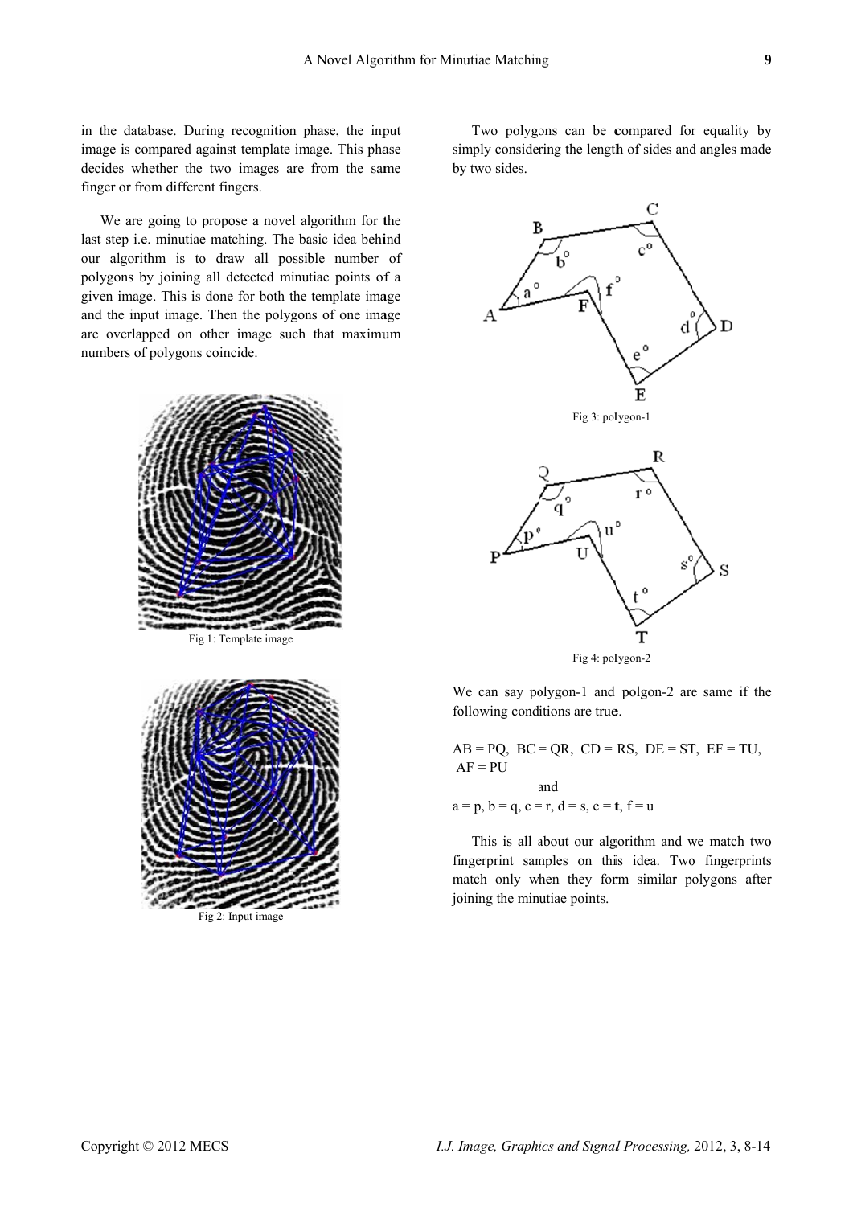in the database. During recognition phase, the input image is compared against template image. This phase decides whether the two images are from the same finger or from different fingers.

We are going to propose a novel algorithm for the last step i.e. minutiae matching. The basic idea behind our algorithm is to draw all possible number of polygons by joining all detected minutiae points of a given image. This is done for both the template image and the input image. Then the polygons of one image are overlapped on other image such that maximum numbers of polygons coincide.

Fig 1: Template image

Fig 2: Input image

Two polygons can be compared for equality by simply considering the length of sides and angles made by two sides.

Fig 3: polygon-1

Fig 4: polygon-2

We can say polygon-1 and polgon-2 are same if the following conditions are true.

$AB = PQ$, $BC = QR$, $CD = RS$, $DE = ST$, $EF = TU$, $AF = PU$

and

$a = p$, $b = q$, $c = r$, $d = s$, $e = t$, $f = u$

This is all about our algorithm and we match two fingerprint samples on this idea. Two fingerprints match only when they form similar polygons after joining the minutiae points.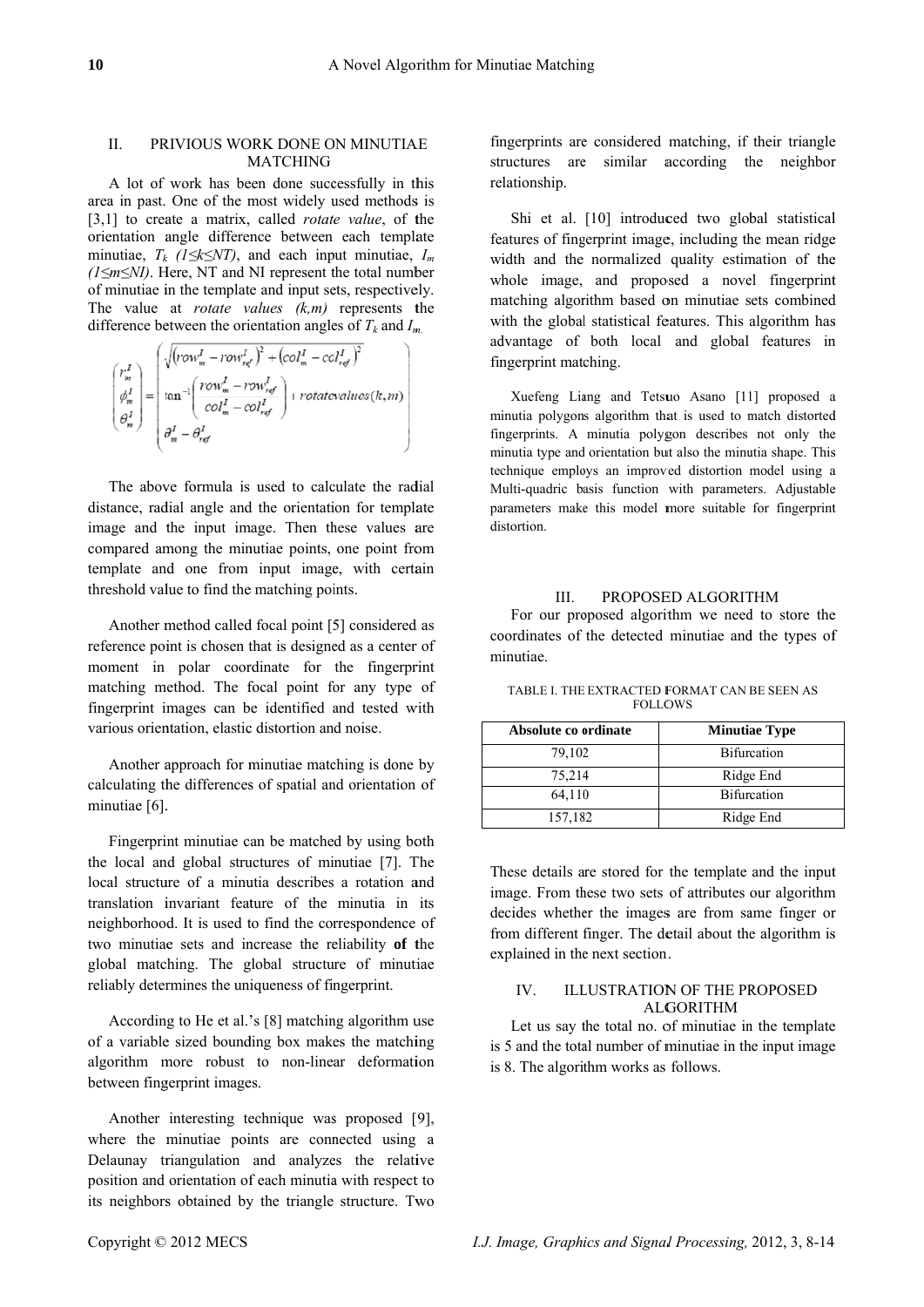## II. PRIVIOUS WORK DONE ON MINUTIAE MATCHING

A lot of work has been done successfully in this area in past. One of the most widely used methods is [3,1] to create a matrix, called *rotate value*, of the orientation angle difference between each template minutiae, $T_k$ $(1 \le k \le NT)$, and each input minutiae, $I_m$ $(1 \le m \le NI)$. Here, NT and NI represent the total number of minutiae in the template and input sets, respectively. The value at *rotate values (k,m)* represents the difference between the orientation angles of $T_k$ and $I_m$.

$$\begin{pmatrix} r_m^I \\ \phi_m^I \\ \theta_m^I \end{pmatrix} = \begin{pmatrix} \sqrt{\left(row_m^I - row_{ref}^I\right)^2 + \left(col_m^I - col_{ref}^I\right)^2} \\ \tan^{-1}\left(\dfrac{row_m^I - row_{ref}^I}{col_m^I - col_{ref}^I}\right) + rotatevalues(k,m) \\ \theta_m^I - \theta_{ref}^I \end{pmatrix}$$

The above formula is used to calculate the radial distance, radial angle and the orientation for template image and the input image. Then these values are compared among the minutiae points, one point from template and one from input image, with certain threshold value to find the matching points.

Another method called focal point [5] considered as reference point is chosen that is designed as a center of moment in polar coordinate for the fingerprint matching method. The focal point for any type of fingerprint images can be identified and tested with various orientation, elastic distortion and noise.

Another approach for minutiae matching is done by calculating the differences of spatial and orientation of minutiae [6].

Fingerprint minutiae can be matched by using both the local and global structures of minutiae [7]. The local structure of a minutia describes a rotation and translation invariant feature of the minutia in its neighborhood. It is used to find the correspondence of two minutiae sets and increase the reliability **of** the global matching. The global structure of minutiae reliably determines the uniqueness of fingerprint.

According to He et al.'s [8] matching algorithm use of a variable sized bounding box makes the matching algorithm more robust to non-linear deformation between fingerprint images.

Another interesting technique was proposed [9], where the minutiae points are connected using a Delaunay triangulation and analyzes the relative position and orientation of each minutia with respect to its neighbors obtained by the triangle structure. Two fingerprints are considered matching, if their triangle structures are similar according the neighbor relationship.

Shi et al. [10] introduced two global statistical features of fingerprint image, including the mean ridge width and the normalized quality estimation of the whole image, and proposed a novel fingerprint matching algorithm based on minutiae sets combined with the global statistical features. This algorithm has advantage of both local and global features in fingerprint matching.

Xuefeng Liang and Tetsuo Asano [11] proposed a minutia polygons algorithm that is used to match distorted fingerprints. A minutia polygon describes not only the minutia type and orientation but also the minutia shape. This technique employs an improved distortion model using a Multi-quadric basis function with parameters. Adjustable parameters make this model more suitable for fingerprint distortion.

## III. PROPOSED ALGORITHM

For our proposed algorithm we need to store the coordinates of the detected minutiae and the types of minutiae.

TABLE I. THE EXTRACTED FORMAT CAN BE SEEN AS FOLLOWS

| Absolute co ordinate | Minutiae Type |
|---|---|
| 79,102 | Bifurcation |
| 75,214 | Ridge End |
| 64,110 | Bifurcation |
| 157,182 | Ridge End |

These details are stored for the template and the input image. From these two sets of attributes our algorithm decides whether the images are from same finger or from different finger. The detail about the algorithm is explained in the next section.

## IV. ILLUSTRATION OF THE PROPOSED ALGORITHM

Let us say the total no. of minutiae in the template is 5 and the total number of minutiae in the input image is 8. The algorithm works as follows.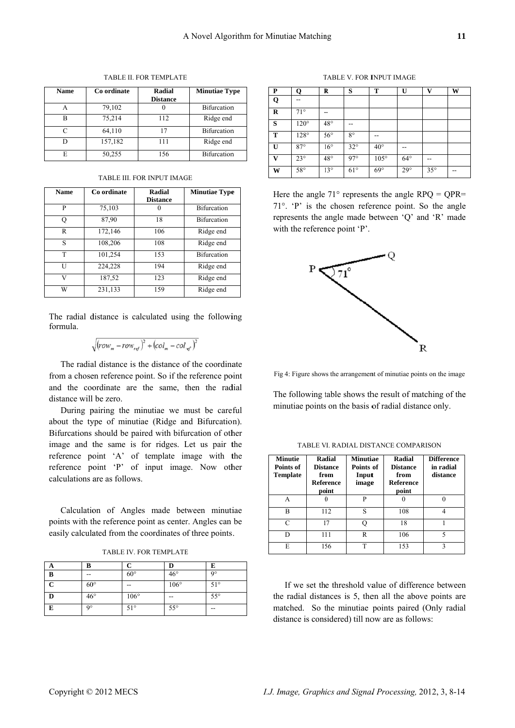TABLE II. FOR TEMPLATE

| Name | Co ordinate | Radial Distance | Minutiae Type |
|---|---|---|---|
| A | 79,102 | 0 | Bifurcation |
| B | 75,214 | 112 | Ridge end |
| C | 64,110 | 17 | Bifurcation |
| D | 157,182 | 111 | Ridge end |
| E | 50,255 | 156 | Bifurcation |

TABLE III. FOR INPUT IMAGE

| Name | Co ordinate | Radial Distance | Minutiae Type |
|---|---|---|---|
| P | 75,103 | 0 | Bifurcation |
| Q | 87,90 | 18 | Bifurcation |
| R | 172,146 | 106 | Ridge end |
| S | 108,206 | 108 | Ridge end |
| T | 101,254 | 153 | Bifurcation |
| U | 224,228 | 194 | Ridge end |
| V | 187,52 | 123 | Ridge end |
| W | 231,133 | 159 | Ridge end |

The radial distance is calculated using the following formula.

$$\sqrt{(row_m - row_{ref})^2 + (col_m - col_{ref})^2}$$

The radial distance is the distance of the coordinate from a chosen reference point. So if the reference point and the coordinate are the same, then the radial distance will be zero.

During pairing the minutiae we must be careful about the type of minutiae (Ridge and Bifurcation). Bifurcations should be paired with bifurcation of other image and the same is for ridges. Let us pair the reference point 'A' of template image with the reference point 'P' of input image. Now other calculations are as follows.

Calculation of Angles made between minutiae points with the reference point as center. Angles can be easily calculated from the coordinates of three points.

TABLE IV. FOR TEMPLATE

| A | B | C | D | E |
|---|---|---|---|---|
| B | -- | 60° | 46° | 9° |
| C | 60° | -- | 106° | 51° |
| D | 46° | 106° | -- | 55° |
| E | 9° | 51° | 55° | -- |

TABLE V. FOR INPUT IMAGE

| P | Q | R | S | T | U | V | W |
|---|---|---|---|---|---|---|---|
| Q | -- | | | | | | |
| R | 71° | -- | | | | | |
| S | 120° | 48° | -- | | | | |
| T | 128° | 56° | 8° | -- | | | |
| U | 87° | 16° | 32° | 40° | -- | | |
| V | 23° | 48° | 97° | 105° | 64° | -- | |
| W | 58° | 13° | 61° | 69° | 29° | 35° | -- |

Here the angle 71° represents the angle RPQ = QPR= 71°. 'P' is the chosen reference point. So the angle represents the angle made between 'Q' and 'R' made with the reference point 'P'.

Fig 4: Figure shows the arrangement of minutiae points on the image

The following table shows the result of matching of the minutiae points on the basis of radial distance only.

TABLE VI. RADIAL DISTANCE COMPARISON

| Minutie Points of Template | Radial Distance from Reference point | Minutiae Points of Input image | Radial Distance from Reference point | Difference in radial distance |
|---|---|---|---|---|
| A | 0 | P | 0 | 0 |
| B | 112 | S | 108 | 4 |
| C | 17 | Q | 18 | 1 |
| D | 111 | R | 106 | 5 |
| E | 156 | T | 153 | 3 |

If we set the threshold value of difference between the radial distances is 5, then all the above points are matched. So the minutiae points paired (Only radial distance is considered) till now are as follows: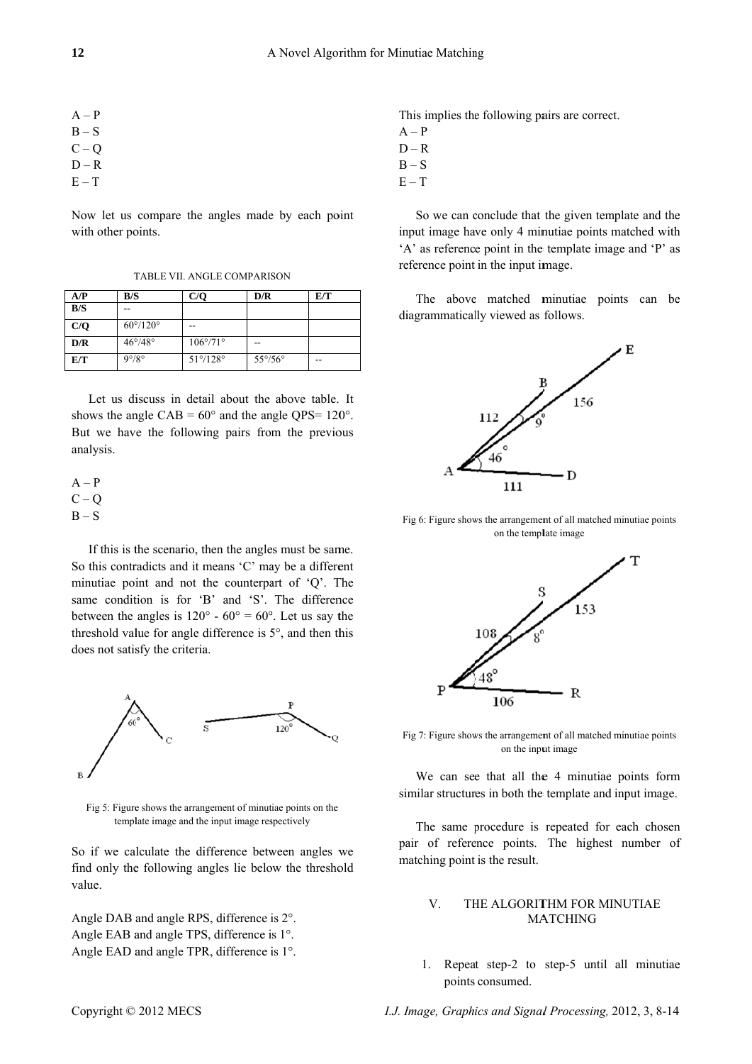A – P
B – S
C – Q
D – R
E – T

Now let us compare the angles made by each point with other points.

TABLE VII. ANGLE COMPARISON

| A/P | B/S | C/Q | D/R | E/T |
|---|---|---|---|---|
| B/S | -- | | | |
| C/Q | 60°/120° | -- | | |
| D/R | 46°/48° | 106°/71° | -- | |
| E/T | 9°/8° | 51°/128° | 55°/56° | -- |

Let us discuss in detail about the above table. It shows the angle CAB = 60° and the angle QPS= 120°. But we have the following pairs from the previous analysis.

A – P
C – Q
B – S

If this is the scenario, then the angles must be same. So this contradicts and it means 'C' may be a different minutiae point and not the counterpart of 'Q'. The same condition is for 'B' and 'S'. The difference between the angles is 120° - 60° = 60°. Let us say the threshold value for angle difference is 5°, and then this does not satisfy the criteria.

Fig 5: Figure shows the arrangement of minutiae points on the template image and the input image respectively

So if we calculate the difference between angles we find only the following angles lie below the threshold value.

Angle DAB and angle RPS, difference is 2°.
Angle EAB and angle TPS, difference is 1°.
Angle EAD and angle TPR, difference is 1°.

This implies the following pairs are correct.
A – P
D – R
B – S
E – T

So we can conclude that the given template and the input image have only 4 minutiae points matched with 'A' as reference point in the template image and 'P' as reference point in the input image.

The above matched minutiae points can be diagrammatically viewed as follows.

Fig 6: Figure shows the arrangement of all matched minutiae points on the template image

Fig 7: Figure shows the arrangement of all matched minutiae points on the input image

We can see that all the 4 minutiae points form similar structures in both the template and input image.

The same procedure is repeated for each chosen pair of reference points. The highest number of matching point is the result.

## V. THE ALGORITHM FOR MINUTIAE MATCHING

1. Repeat step-2 to step-5 until all minutiae points consumed.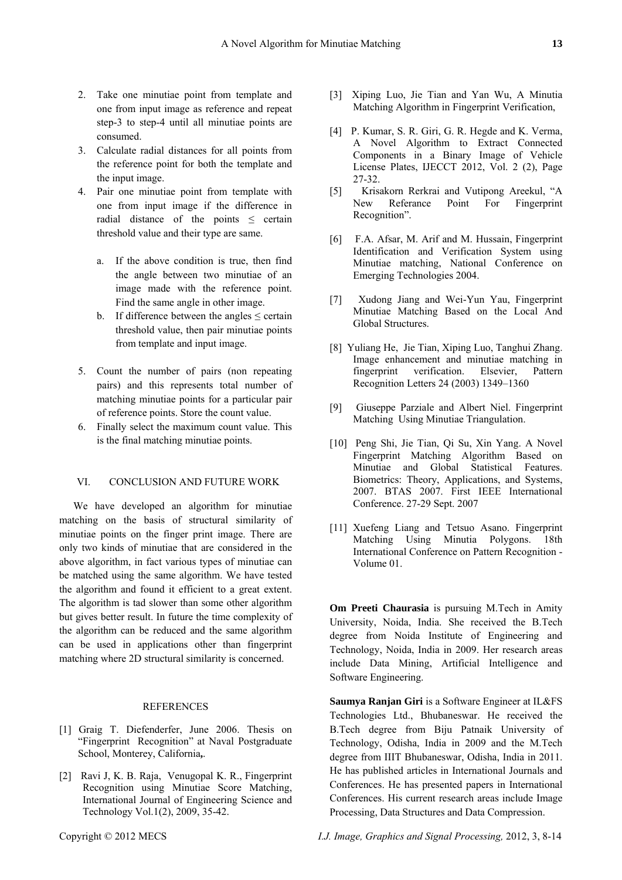2. Take one minutiae point from template and one from input image as reference and repeat step-3 to step-4 until all minutiae points are consumed.
3. Calculate radial distances for all points from the reference point for both the template and the input image.
4. Pair one minutiae point from template with one from input image if the difference in radial distance of the points ≤ certain threshold value and their type are same.

   a. If the above condition is true, then find the angle between two minutiae of an image made with the reference point. Find the same angle in other image.
   b. If difference between the angles ≤ certain threshold value, then pair minutiae points from template and input image.

5. Count the number of pairs (non repeating pairs) and this represents total number of matching minutiae points for a particular pair of reference points. Store the count value.
6. Finally select the maximum count value. This is the final matching minutiae points.

## VI. CONCLUSION AND FUTURE WORK

We have developed an algorithm for minutiae matching on the basis of structural similarity of minutiae points on the finger print image. There are only two kinds of minutiae that are considered in the above algorithm, in fact various types of minutiae can be matched using the same algorithm. We have tested the algorithm and found it efficient to a great extent. The algorithm is tad slower than some other algorithm but gives better result. In future the time complexity of the algorithm can be reduced and the same algorithm can be used in applications other than fingerprint matching where 2D structural similarity is concerned.

## REFERENCES

[1] Graig T. Diefenderfer, June 2006. Thesis on "Fingerprint Recognition" at Naval Postgraduate School, Monterey, California,.

[2] Ravi J, K. B. Raja, Venugopal K. R., Fingerprint Recognition using Minutiae Score Matching, International Journal of Engineering Science and Technology Vol.1(2), 2009, 35-42.

[3] Xiping Luo, Jie Tian and Yan Wu, A Minutia Matching Algorithm in Fingerprint Verification,

[4] P. Kumar, S. R. Giri, G. R. Hegde and K. Verma, A Novel Algorithm to Extract Connected Components in a Binary Image of Vehicle License Plates, IJECCT 2012, Vol. 2 (2), Page 27-32.

[5] Krisakorn Rerkrai and Vutipong Areekul, "A New Referance Point For Fingerprint Recognition".

[6] F.A. Afsar, M. Arif and M. Hussain, Fingerprint Identification and Verification System using Minutiae matching, National Conference on Emerging Technologies 2004.

[7] Xudong Jiang and Wei-Yun Yau, Fingerprint Minutiae Matching Based on the Local And Global Structures.

[8] Yuliang He, Jie Tian, Xiping Luo, Tanghui Zhang. Image enhancement and minutiae matching in fingerprint verification. Elsevier, Pattern Recognition Letters 24 (2003) 1349–1360

[9] Giuseppe Parziale and Albert Niel. Fingerprint Matching Using Minutiae Triangulation.

[10] Peng Shi, Jie Tian, Qi Su, Xin Yang. A Novel Fingerprint Matching Algorithm Based on Minutiae and Global Statistical Features. Biometrics: Theory, Applications, and Systems, 2007. BTAS 2007. First IEEE International Conference. 27-29 Sept. 2007

[11] Xuefeng Liang and Tetsuo Asano. Fingerprint Matching Using Minutia Polygons. 18th International Conference on Pattern Recognition - Volume 01.

**Om Preeti Chaurasia** is pursuing M.Tech in Amity University, Noida, India. She received the B.Tech degree from Noida Institute of Engineering and Technology, Noida, India in 2009. Her research areas include Data Mining, Artificial Intelligence and Software Engineering.

**Saumya Ranjan Giri** is a Software Engineer at IL&FS Technologies Ltd., Bhubaneswar. He received the B.Tech degree from Biju Patnaik University of Technology, Odisha, India in 2009 and the M.Tech degree from IIIT Bhubaneswar, Odisha, India in 2011. He has published articles in International Journals and Conferences. He has presented papers in International Conferences. His current research areas include Image Processing, Data Structures and Data Compression.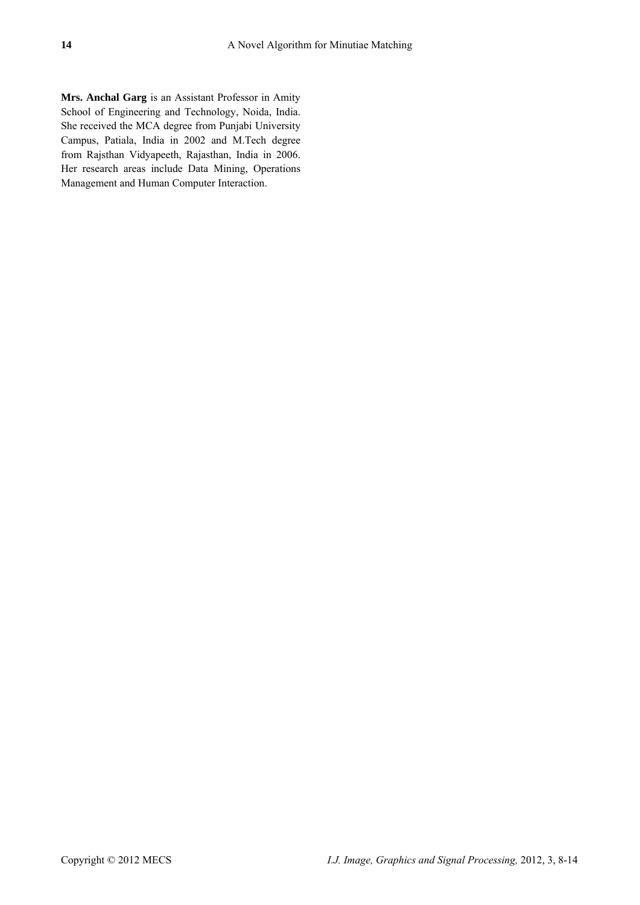**Mrs. Anchal Garg** is an Assistant Professor in Amity School of Engineering and Technology, Noida, India. She received the MCA degree from Punjabi University Campus, Patiala, India in 2002 and M.Tech degree from Rajsthan Vidyapeeth, Rajasthan, India in 2006. Her research areas include Data Mining, Operations Management and Human Computer Interaction.